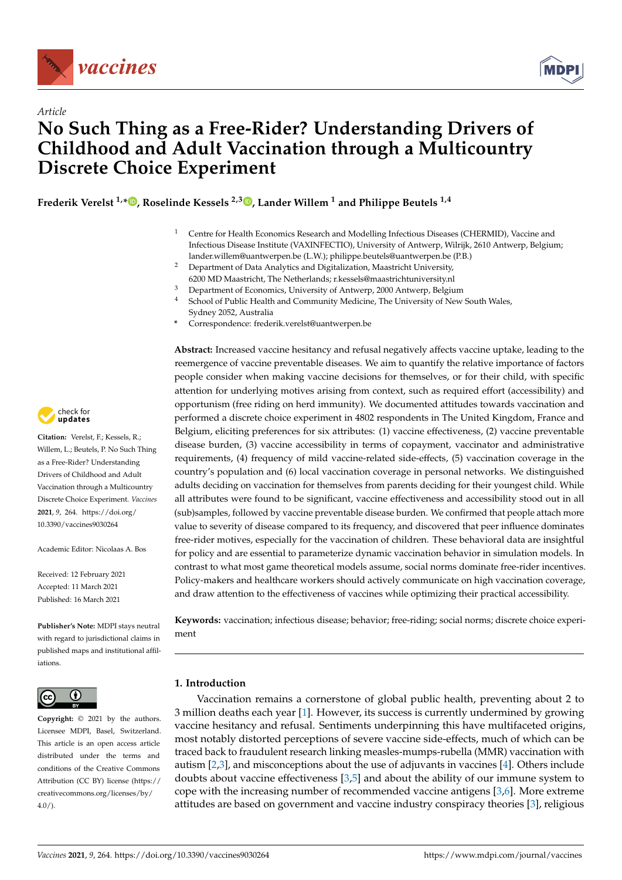*vaccines*

Article

# No Such Thing as a Free-Rider? Understanding Drivers of Childhood and Adult Vaccination through a Multicountry Discrete Choice Experiment

**Frederik Verelst [1,*], Roselinde Kessels [2,3], Lander Willem [1] and Philippe Beutels [1,4]**

[1] Centre for Health Economics Research and Modelling Infectious Diseases (CHERMID), Vaccine and Infectious Disease Institute (VAXINFECTIO), University of Antwerp, Wilrijk, 2610 Antwerp, Belgium; lander.willem@uantwerpen.be (L.W.); philippe.beutels@uantwerpen.be (P.B.)

[2] Department of Data Analytics and Digitalization, Maastricht University, 6200 MD Maastricht, The Netherlands; r.kessels@maastrichtuniversity.nl

[3] Department of Economics, University of Antwerp, 2000 Antwerp, Belgium

[4] School of Public Health and Community Medicine, The University of New South Wales, Sydney 2052, Australia

[*] Correspondence: frederik.verelst@uantwerpen.be

**Abstract:** Increased vaccine hesitancy and refusal negatively affects vaccine uptake, leading to the reemergence of vaccine preventable diseases. We aim to quantify the relative importance of factors people consider when making vaccine decisions for themselves, or for their child, with specific attention for underlying motives arising from context, such as required effort (accessibility) and opportunism (free riding on herd immunity). We documented attitudes towards vaccination and performed a discrete choice experiment in 4802 respondents in The United Kingdom, France and Belgium, eliciting preferences for six attributes: (1) vaccine effectiveness, (2) vaccine preventable disease burden, (3) vaccine accessibility in terms of copayment, vaccinator and administrative requirements, (4) frequency of mild vaccine-related side-effects, (5) vaccination coverage in the country's population and (6) local vaccination coverage in personal networks. We distinguished adults deciding on vaccination for themselves from parents deciding for their youngest child. While all attributes were found to be significant, vaccine effectiveness and accessibility stood out in all (sub)samples, followed by vaccine preventable disease burden. We confirmed that people attach more value to severity of disease compared to its frequency, and discovered that peer influence dominates free-rider motives, especially for the vaccination of children. These behavioral data are insightful for policy and are essential to parameterize dynamic vaccination behavior in simulation models. In contrast to what most game theoretical models assume, social norms dominate free-rider incentives. Policy-makers and healthcare workers should actively communicate on high vaccination coverage, and draw attention to the effectiveness of vaccines while optimizing their practical accessibility.

**Keywords:** vaccination; infectious disease; behavior; free-riding; social norms; discrete choice experiment

**Citation:** Verelst, F.; Kessels, R.; Willem, L.; Beutels, P. No Such Thing as a Free-Rider? Understanding Drivers of Childhood and Adult Vaccination through a Multicountry Discrete Choice Experiment. *Vaccines* **2021**, *9*, 264. https://doi.org/10.3390/vaccines9030264

Academic Editor: Nicolaas A. Bos

Received: 12 February 2021
Accepted: 11 March 2021
Published: 16 March 2021

**Publisher's Note:** MDPI stays neutral with regard to jurisdictional claims in published maps and institutional affiliations.

**Copyright:** © 2021 by the authors. Licensee MDPI, Basel, Switzerland. This article is an open access article distributed under the terms and conditions of the Creative Commons Attribution (CC BY) license (https://creativecommons.org/licenses/by/4.0/).

## 1. Introduction

Vaccination remains a cornerstone of global public health, preventing about 2 to 3 million deaths each year [1]. However, its success is currently undermined by growing vaccine hesitancy and refusal. Sentiments underpinning this have multifaceted origins, most notably distorted perceptions of severe vaccine side-effects, much of which can be traced back to fraudulent research linking measles-mumps-rubella (MMR) vaccination with autism [2,3], and misconceptions about the use of adjuvants in vaccines [4]. Others include doubts about vaccine effectiveness [3,5] and about the ability of our immune system to cope with the increasing number of recommended vaccine antigens [3,6]. More extreme attitudes are based on government and vaccine industry conspiracy theories [3], religious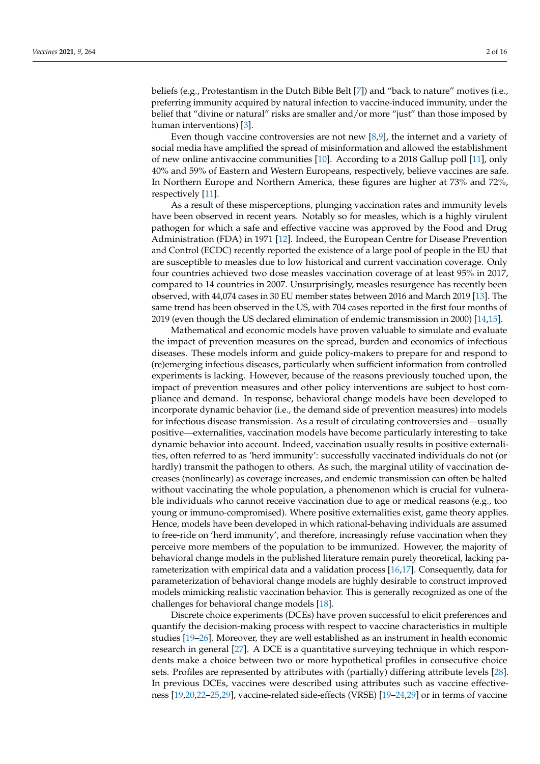beliefs (e.g., Protestantism in the Dutch Bible Belt [7]) and "back to nature" motives (i.e., preferring immunity acquired by natural infection to vaccine-induced immunity, under the belief that "divine or natural" risks are smaller and/or more "just" than those imposed by human interventions) [3].

Even though vaccine controversies are not new [8,9], the internet and a variety of social media have amplified the spread of misinformation and allowed the establishment of new online antivaccine communities [10]. According to a 2018 Gallup poll [11], only 40% and 59% of Eastern and Western Europeans, respectively, believe vaccines are safe. In Northern Europe and Northern America, these figures are higher at 73% and 72%, respectively [11].

As a result of these misperceptions, plunging vaccination rates and immunity levels have been observed in recent years. Notably so for measles, which is a highly virulent pathogen for which a safe and effective vaccine was approved by the Food and Drug Administration (FDA) in 1971 [12]. Indeed, the European Centre for Disease Prevention and Control (ECDC) recently reported the existence of a large pool of people in the EU that are susceptible to measles due to low historical and current vaccination coverage. Only four countries achieved two dose measles vaccination coverage of at least 95% in 2017, compared to 14 countries in 2007. Unsurprisingly, measles resurgence has recently been observed, with 44,074 cases in 30 EU member states between 2016 and March 2019 [13]. The same trend has been observed in the US, with 704 cases reported in the first four months of 2019 (even though the US declared elimination of endemic transmission in 2000) [14,15].

Mathematical and economic models have proven valuable to simulate and evaluate the impact of prevention measures on the spread, burden and economics of infectious diseases. These models inform and guide policy-makers to prepare for and respond to (re)emerging infectious diseases, particularly when sufficient information from controlled experiments is lacking. However, because of the reasons previously touched upon, the impact of prevention measures and other policy interventions are subject to host compliance and demand. In response, behavioral change models have been developed to incorporate dynamic behavior (i.e., the demand side of prevention measures) into models for infectious disease transmission. As a result of circulating controversies and—usually positive—externalities, vaccination models have become particularly interesting to take dynamic behavior into account. Indeed, vaccination usually results in positive externalities, often referred to as 'herd immunity': successfully vaccinated individuals do not (or hardly) transmit the pathogen to others. As such, the marginal utility of vaccination decreases (nonlinearly) as coverage increases, and endemic transmission can often be halted without vaccinating the whole population, a phenomenon which is crucial for vulnerable individuals who cannot receive vaccination due to age or medical reasons (e.g., too young or immuno-compromised). Where positive externalities exist, game theory applies. Hence, models have been developed in which rational-behaving individuals are assumed to free-ride on 'herd immunity', and therefore, increasingly refuse vaccination when they perceive more members of the population to be immunized. However, the majority of behavioral change models in the published literature remain purely theoretical, lacking parameterization with empirical data and a validation process [16,17]. Consequently, data for parameterization of behavioral change models are highly desirable to construct improved models mimicking realistic vaccination behavior. This is generally recognized as one of the challenges for behavioral change models [18].

Discrete choice experiments (DCEs) have proven successful to elicit preferences and quantify the decision-making process with respect to vaccine characteristics in multiple studies [19–26]. Moreover, they are well established as an instrument in health economic research in general [27]. A DCE is a quantitative surveying technique in which respondents make a choice between two or more hypothetical profiles in consecutive choice sets. Profiles are represented by attributes with (partially) differing attribute levels [28]. In previous DCEs, vaccines were described using attributes such as vaccine effectiveness [19,20,22–25,29], vaccine-related side-effects (VRSE) [19–24,29] or in terms of vaccine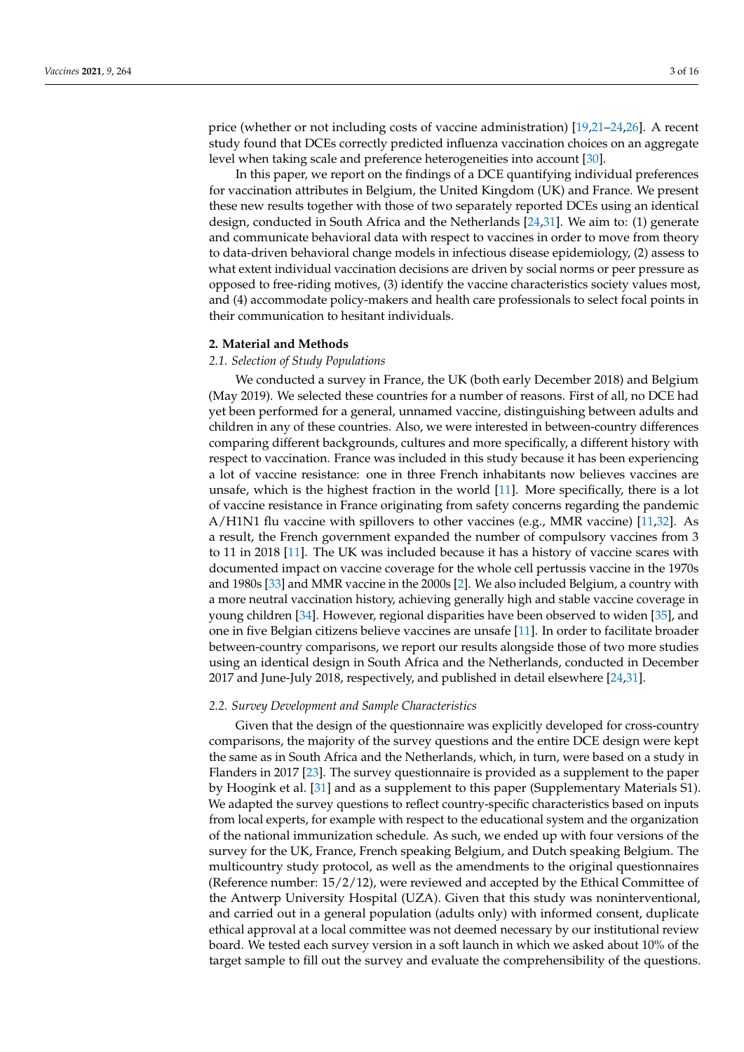price (whether or not including costs of vaccine administration) [19,21–24,26]. A recent study found that DCEs correctly predicted influenza vaccination choices on an aggregate level when taking scale and preference heterogeneities into account [30].

In this paper, we report on the findings of a DCE quantifying individual preferences for vaccination attributes in Belgium, the United Kingdom (UK) and France. We present these new results together with those of two separately reported DCEs using an identical design, conducted in South Africa and the Netherlands [24,31]. We aim to: (1) generate and communicate behavioral data with respect to vaccines in order to move from theory to data-driven behavioral change models in infectious disease epidemiology, (2) assess to what extent individual vaccination decisions are driven by social norms or peer pressure as opposed to free-riding motives, (3) identify the vaccine characteristics society values most, and (4) accommodate policy-makers and health care professionals to select focal points in their communication to hesitant individuals.

## 2. Material and Methods

### 2.1. Selection of Study Populations

We conducted a survey in France, the UK (both early December 2018) and Belgium (May 2019). We selected these countries for a number of reasons. First of all, no DCE had yet been performed for a general, unnamed vaccine, distinguishing between adults and children in any of these countries. Also, we were interested in between-country differences comparing different backgrounds, cultures and more specifically, a different history with respect to vaccination. France was included in this study because it has been experiencing a lot of vaccine resistance: one in three French inhabitants now believes vaccines are unsafe, which is the highest fraction in the world [11]. More specifically, there is a lot of vaccine resistance in France originating from safety concerns regarding the pandemic A/H1N1 flu vaccine with spillovers to other vaccines (e.g., MMR vaccine) [11,32]. As a result, the French government expanded the number of compulsory vaccines from 3 to 11 in 2018 [11]. The UK was included because it has a history of vaccine scares with documented impact on vaccine coverage for the whole cell pertussis vaccine in the 1970s and 1980s [33] and MMR vaccine in the 2000s [2]. We also included Belgium, a country with a more neutral vaccination history, achieving generally high and stable vaccine coverage in young children [34]. However, regional disparities have been observed to widen [35], and one in five Belgian citizens believe vaccines are unsafe [11]. In order to facilitate broader between-country comparisons, we report our results alongside those of two more studies using an identical design in South Africa and the Netherlands, conducted in December 2017 and June-July 2018, respectively, and published in detail elsewhere [24,31].

### 2.2. Survey Development and Sample Characteristics

Given that the design of the questionnaire was explicitly developed for cross-country comparisons, the majority of the survey questions and the entire DCE design were kept the same as in South Africa and the Netherlands, which, in turn, were based on a study in Flanders in 2017 [23]. The survey questionnaire is provided as a supplement to the paper by Hoogink et al. [31] and as a supplement to this paper (Supplementary Materials S1). We adapted the survey questions to reflect country-specific characteristics based on inputs from local experts, for example with respect to the educational system and the organization of the national immunization schedule. As such, we ended up with four versions of the survey for the UK, France, French speaking Belgium, and Dutch speaking Belgium. The multicountry study protocol, as well as the amendments to the original questionnaires (Reference number: 15/2/12), were reviewed and accepted by the Ethical Committee of the Antwerp University Hospital (UZA). Given that this study was noninterventional, and carried out in a general population (adults only) with informed consent, duplicate ethical approval at a local committee was not deemed necessary by our institutional review board. We tested each survey version in a soft launch in which we asked about 10% of the target sample to fill out the survey and evaluate the comprehensibility of the questions.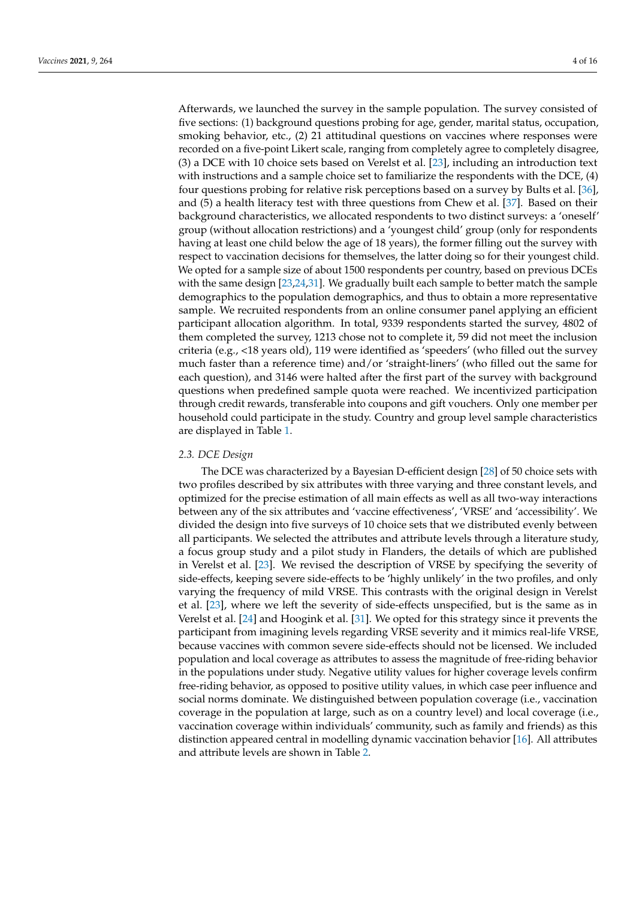Afterwards, we launched the survey in the sample population. The survey consisted of five sections: (1) background questions probing for age, gender, marital status, occupation, smoking behavior, etc., (2) 21 attitudinal questions on vaccines where responses were recorded on a five-point Likert scale, ranging from completely agree to completely disagree, (3) a DCE with 10 choice sets based on Verelst et al. [23], including an introduction text with instructions and a sample choice set to familiarize the respondents with the DCE, (4) four questions probing for relative risk perceptions based on a survey by Bults et al. [36], and (5) a health literacy test with three questions from Chew et al. [37]. Based on their background characteristics, we allocated respondents to two distinct surveys: a 'oneself' group (without allocation restrictions) and a 'youngest child' group (only for respondents having at least one child below the age of 18 years), the former filling out the survey with respect to vaccination decisions for themselves, the latter doing so for their youngest child. We opted for a sample size of about 1500 respondents per country, based on previous DCEs with the same design [23,24,31]. We gradually built each sample to better match the sample demographics to the population demographics, and thus to obtain a more representative sample. We recruited respondents from an online consumer panel applying an efficient participant allocation algorithm. In total, 9339 respondents started the survey, 4802 of them completed the survey, 1213 chose not to complete it, 59 did not meet the inclusion criteria (e.g., <18 years old), 119 were identified as 'speeders' (who filled out the survey much faster than a reference time) and/or 'straight-liners' (who filled out the same for each question), and 3146 were halted after the first part of the survey with background questions when predefined sample quota were reached. We incentivized participation through credit rewards, transferable into coupons and gift vouchers. Only one member per household could participate in the study. Country and group level sample characteristics are displayed in Table 1.

### 2.3. DCE Design

The DCE was characterized by a Bayesian D-efficient design [28] of 50 choice sets with two profiles described by six attributes with three varying and three constant levels, and optimized for the precise estimation of all main effects as well as all two-way interactions between any of the six attributes and 'vaccine effectiveness', 'VRSE' and 'accessibility'. We divided the design into five surveys of 10 choice sets that we distributed evenly between all participants. We selected the attributes and attribute levels through a literature study, a focus group study and a pilot study in Flanders, the details of which are published in Verelst et al. [23]. We revised the description of VRSE by specifying the severity of side-effects, keeping severe side-effects to be 'highly unlikely' in the two profiles, and only varying the frequency of mild VRSE. This contrasts with the original design in Verelst et al. [23], where we left the severity of side-effects unspecified, but is the same as in Verelst et al. [24] and Hoogink et al. [31]. We opted for this strategy since it prevents the participant from imagining levels regarding VRSE severity and it mimics real-life VRSE, because vaccines with common severe side-effects should not be licensed. We included population and local coverage as attributes to assess the magnitude of free-riding behavior in the populations under study. Negative utility values for higher coverage levels confirm free-riding behavior, as opposed to positive utility values, in which case peer influence and social norms dominate. We distinguished between population coverage (i.e., vaccination coverage in the population at large, such as on a country level) and local coverage (i.e., vaccination coverage within individuals' community, such as family and friends) as this distinction appeared central in modelling dynamic vaccination behavior [16]. All attributes and attribute levels are shown in Table 2.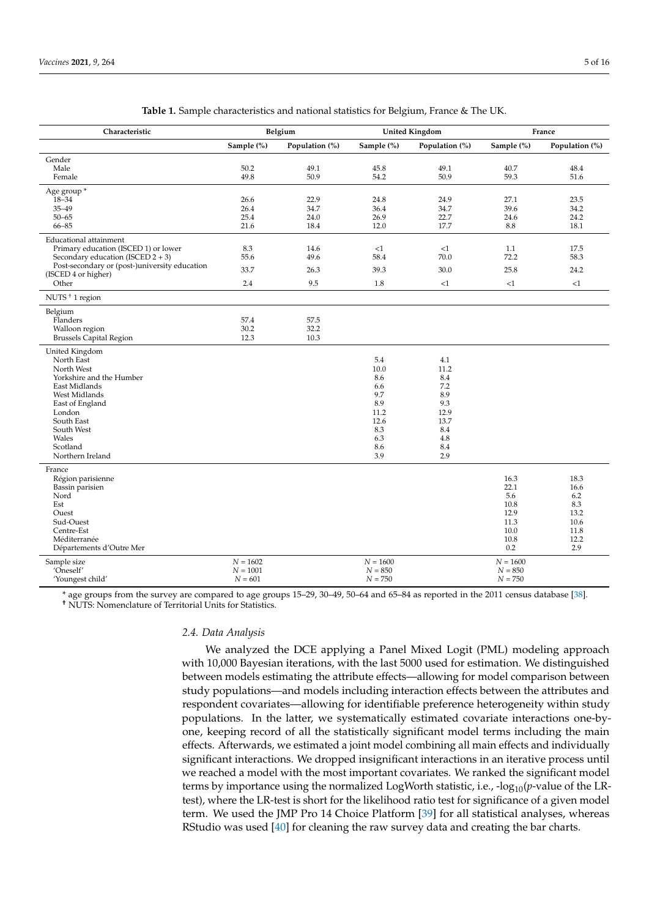**Table 1.** Sample characteristics and national statistics for Belgium, France & The UK.

| Characteristic | Belgium | | United Kingdom | | France | |
|---|---|---|---|---|---|---|
| | Sample (%) | Population (%) | Sample (%) | Population (%) | Sample (%) | Population (%) |
| Gender | | | | | | |
| Male | 50.2 | 49.1 | 45.8 | 49.1 | 40.7 | 48.4 |
| Female | 49.8 | 50.9 | 54.2 | 50.9 | 59.3 | 51.6 |
| Age group * | | | | | | |
| 18–34 | 26.6 | 22.9 | 24.8 | 24.9 | 27.1 | 23.5 |
| 35–49 | 26.4 | 34.7 | 36.4 | 34.7 | 39.6 | 34.2 |
| 50–65 | 25.4 | 24.0 | 26.9 | 22.7 | 24.6 | 24.2 |
| 66–85 | 21.6 | 18.4 | 12.0 | 17.7 | 8.8 | 18.1 |
| Educational attainment | | | | | | |
| Primary education (ISCED 1) or lower | 8.3 | 14.6 | <1 | <1 | 1.1 | 17.5 |
| Secondary education (ISCED 2 + 3) | 55.6 | 49.6 | 58.4 | 70.0 | 72.2 | 58.3 |
| Post-secondary or (post-)university education (ISCED 4 or higher) | 33.7 | 26.3 | 39.3 | 30.0 | 25.8 | 24.2 |
| Other | 2.4 | 9.5 | 1.8 | <1 | <1 | <1 |
| NUTS † 1 region | | | | | | |
| Belgium | | | | | | |
| Flanders | 57.4 | 57.5 | | | | |
| Walloon region | 30.2 | 32.2 | | | | |
| Brussels Capital Region | 12.3 | 10.3 | | | | |
| United Kingdom | | | | | | |
| North East | | | 5.4 | 4.1 | | |
| North West | | | 10.0 | 11.2 | | |
| Yorkshire and the Humber | | | 8.6 | 8.4 | | |
| East Midlands | | | 6.6 | 7.2 | | |
| West Midlands | | | 9.7 | 8.9 | | |
| East of England | | | 8.9 | 9.3 | | |
| London | | | 11.2 | 12.9 | | |
| South East | | | 12.6 | 13.7 | | |
| South West | | | 8.3 | 8.4 | | |
| Wales | | | 6.3 | 4.8 | | |
| Scotland | | | 8.6 | 8.4 | | |
| Northern Ireland | | | 3.9 | 2.9 | | |
| France | | | | | | |
| Région parisienne | | | | | 16.3 | 18.3 |
| Bassin parisien | | | | | 22.1 | 16.6 |
| Nord | | | | | 5.6 | 6.2 |
| Est | | | | | 10.8 | 8.3 |
| Ouest | | | | | 12.9 | 13.2 |
| Sud-Ouest | | | | | 11.3 | 10.6 |
| Centre-Est | | | | | 10.0 | 11.8 |
| Méditerranée | | | | | 10.8 | 12.2 |
| Départements d'Outre Mer | | | | | 0.2 | 2.9 |
| Sample size | $N = 1602$ | | $N = 1600$ | | $N = 1600$ | |
| 'Oneself' | $N = 1001$ | | $N = 850$ | | $N = 850$ | |
| 'Youngest child' | $N = 601$ | | $N = 750$ | | $N = 750$ | |

* age groups from the survey are compared to age groups 15–29, 30–49, 50–64 and 65–84 as reported in the 2011 census database [38].
† NUTS: Nomenclature of Territorial Units for Statistics.

### 2.4. Data Analysis

We analyzed the DCE applying a Panel Mixed Logit (PML) modeling approach with 10,000 Bayesian iterations, with the last 5000 used for estimation. We distinguished between models estimating the attribute effects—allowing for model comparison between study populations—and models including interaction effects between the attributes and respondent covariates—allowing for identifiable preference heterogeneity within study populations. In the latter, we systematically estimated covariate interactions one-by-one, keeping record of all the statistically significant model terms including the main effects. Afterwards, we estimated a joint model combining all main effects and individually significant interactions. We dropped insignificant interactions in an iterative process until we reached a model with the most important covariates. We ranked the significant model terms by importance using the normalized LogWorth statistic, i.e., $-\log_{10}(p$-value of the LR-test), where the LR-test is short for the likelihood ratio test for significance of a given model term. We used the JMP Pro 14 Choice Platform [39] for all statistical analyses, whereas RStudio was used [40] for cleaning the raw survey data and creating the bar charts.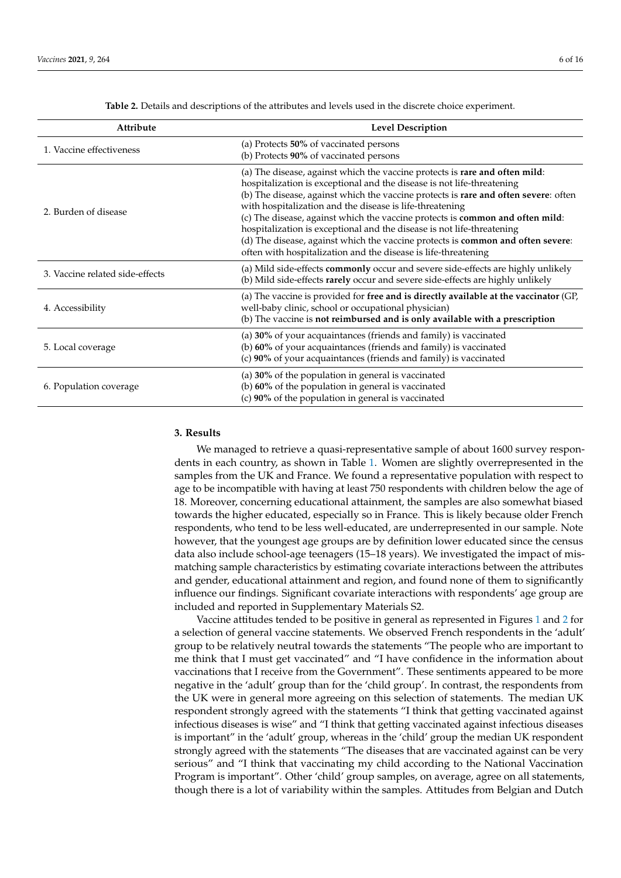**Table 2.** Details and descriptions of the attributes and levels used in the discrete choice experiment.

| Attribute | Level Description |
|---|---|
| 1. Vaccine effectiveness | (a) Protects **50%** of vaccinated persons<br>(b) Protects **90%** of vaccinated persons |
| 2. Burden of disease | (a) The disease, against which the vaccine protects is **rare and often mild**: hospitalization is exceptional and the disease is not life-threatening<br>(b) The disease, against which the vaccine protects is **rare and often severe**: often with hospitalization and the disease is life-threatening<br>(c) The disease, against which the vaccine protects is **common and often mild**: hospitalization is exceptional and the disease is not life-threatening<br>(d) The disease, against which the vaccine protects is **common and often severe**: often with hospitalization and the disease is life-threatening |
| 3. Vaccine related side-effects | (a) Mild side-effects **commonly** occur and severe side-effects are highly unlikely<br>(b) Mild side-effects **rarely** occur and severe side-effects are highly unlikely |
| 4. Accessibility | (a) The vaccine is provided for **free and is directly available at the vaccinator** (GP, well-baby clinic, school or occupational physician)<br>(b) The vaccine is **not reimbursed and is only available with a prescription** |
| 5. Local coverage | (a) **30%** of your acquaintances (friends and family) is vaccinated<br>(b) **60%** of your acquaintances (friends and family) is vaccinated<br>(c) **90%** of your acquaintances (friends and family) is vaccinated |
| 6. Population coverage | (a) **30%** of the population in general is vaccinated<br>(b) **60%** of the population in general is vaccinated<br>(c) **90%** of the population in general is vaccinated |

## 3. Results

We managed to retrieve a quasi-representative sample of about 1600 survey respondents in each country, as shown in Table 1. Women are slightly overrepresented in the samples from the UK and France. We found a representative population with respect to age to be incompatible with having at least 750 respondents with children below the age of 18. Moreover, concerning educational attainment, the samples are also somewhat biased towards the higher educated, especially so in France. This is likely because older French respondents, who tend to be less well-educated, are underrepresented in our sample. Note however, that the youngest age groups are by definition lower educated since the census data also include school-age teenagers (15–18 years). We investigated the impact of mismatching sample characteristics by estimating covariate interactions between the attributes and gender, educational attainment and region, and found none of them to significantly influence our findings. Significant covariate interactions with respondents' age group are included and reported in Supplementary Materials S2.

Vaccine attitudes tended to be positive in general as represented in Figures 1 and 2 for a selection of general vaccine statements. We observed French respondents in the 'adult' group to be relatively neutral towards the statements "The people who are important to me think that I must get vaccinated" and "I have confidence in the information about vaccinations that I receive from the Government". These sentiments appeared to be more negative in the 'adult' group than for the 'child group'. In contrast, the respondents from the UK were in general more agreeing on this selection of statements. The median UK respondent strongly agreed with the statements "I think that getting vaccinated against infectious diseases is wise" and "I think that getting vaccinated against infectious diseases is important" in the 'adult' group, whereas in the 'child' group the median UK respondent strongly agreed with the statements "The diseases that are vaccinated against can be very serious" and "I think that vaccinating my child according to the National Vaccination Program is important". Other 'child' group samples, on average, agree on all statements, though there is a lot of variability within the samples. Attitudes from Belgian and Dutch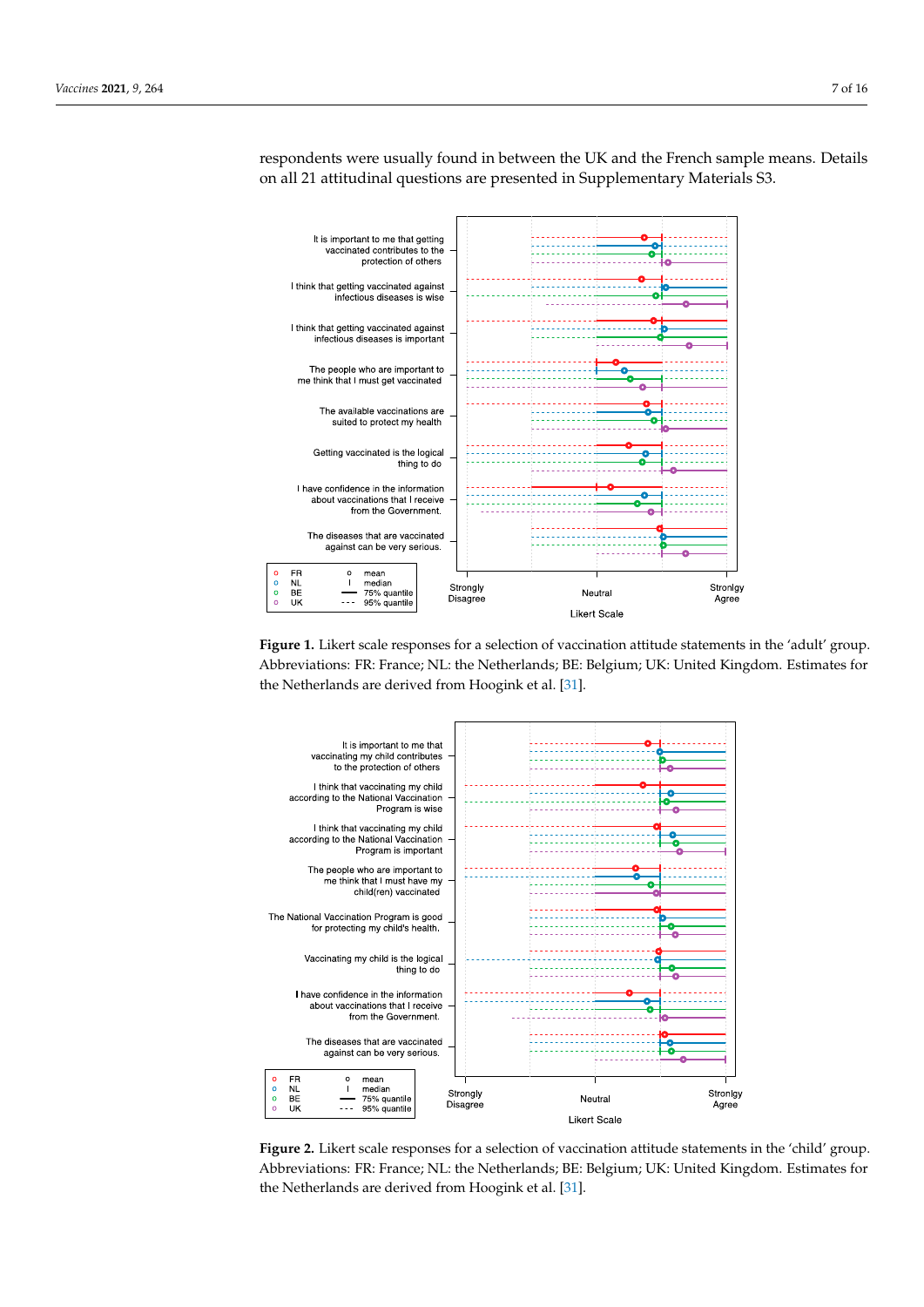respondents were usually found in between the UK and the French sample means. Details on all 21 attitudinal questions are presented in Supplementary Materials S3.

**Figure 1.** Likert scale responses for a selection of vaccination attitude statements in the 'adult' group. Abbreviations: FR: France; NL: the Netherlands; BE: Belgium; UK: United Kingdom. Estimates for the Netherlands are derived from Hoogink et al. [31].

**Figure 2.** Likert scale responses for a selection of vaccination attitude statements in the 'child' group. Abbreviations: FR: France; NL: the Netherlands; BE: Belgium; UK: United Kingdom. Estimates for the Netherlands are derived from Hoogink et al. [31].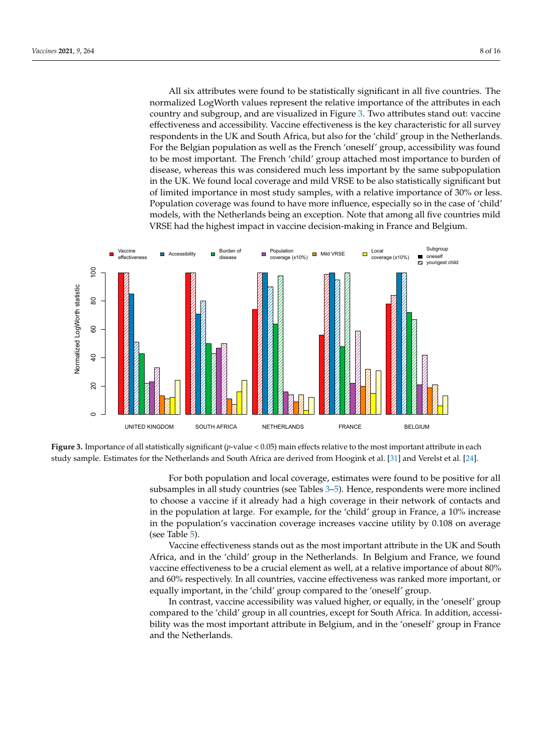All six attributes were found to be statistically significant in all five countries. The normalized LogWorth values represent the relative importance of the attributes in each country and subgroup, and are visualized in Figure 3. Two attributes stand out: vaccine effectiveness and accessibility. Vaccine effectiveness is the key characteristic for all survey respondents in the UK and South Africa, but also for the 'child' group in the Netherlands. For the Belgian population as well as the French 'oneself' group, accessibility was found to be most important. The French 'child' group attached most importance to burden of disease, whereas this was considered much less important by the same subpopulation in the UK. We found local coverage and mild VRSE to be also statistically significant but of limited importance in most study samples, with a relative importance of 30% or less. Population coverage was found to have more influence, especially so in the case of 'child' models, with the Netherlands being an exception. Note that among all five countries mild VRSE had the highest impact in vaccine decision-making in France and Belgium.

**Figure 3.** Importance of all statistically significant ($p$-value < 0.05) main effects relative to the most important attribute in each study sample. Estimates for the Netherlands and South Africa are derived from Hoogink et al. [31] and Verelst et al. [24].

For both population and local coverage, estimates were found to be positive for all subsamples in all study countries (see Tables 3–5). Hence, respondents were more inclined to choose a vaccine if it already had a high coverage in their network of contacts and in the population at large. For example, for the 'child' group in France, a 10% increase in the population's vaccination coverage increases vaccine utility by 0.108 on average (see Table 5).

Vaccine effectiveness stands out as the most important attribute in the UK and South Africa, and in the 'child' group in the Netherlands. In Belgium and France, we found vaccine effectiveness to be a crucial element as well, at a relative importance of about 80% and 60% respectively. In all countries, vaccine effectiveness was ranked more important, or equally important, in the 'child' group compared to the 'oneself' group.

In contrast, vaccine accessibility was valued higher, or equally, in the 'oneself' group compared to the 'child' group in all countries, except for South Africa. In addition, accessibility was the most important attribute in Belgium, and in the 'oneself' group in France and the Netherlands.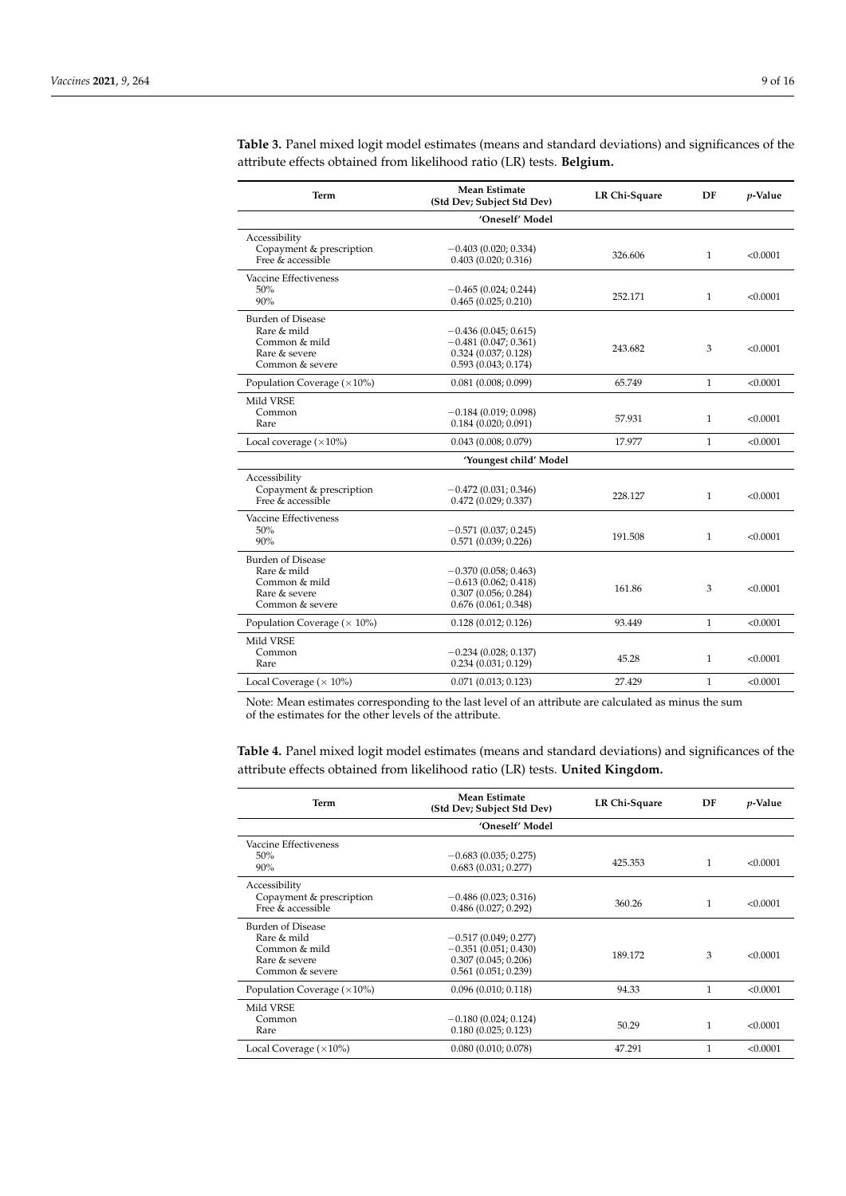**Table 3.** Panel mixed logit model estimates (means and standard deviations) and significances of the attribute effects obtained from likelihood ratio (LR) tests. **Belgium.**

| Term | Mean Estimate (Std Dev; Subject Std Dev) | LR Chi-Square | DF | *p*-Value |
|---|---|---|---|---|
| | **'Oneself' Model** | | | |
| Accessibility | | | | |
| Copayment & prescription | −0.403 (0.020; 0.334) | 326.606 | 1 | <0.0001 |
| Free & accessible | 0.403 (0.020; 0.316) | | | |
| Vaccine Effectiveness | | | | |
| 50% | −0.465 (0.024; 0.244) | 252.171 | 1 | <0.0001 |
| 90% | 0.465 (0.025; 0.210) | | | |
| Burden of Disease | | | | |
| Rare & mild | −0.436 (0.045; 0.615) | 243.682 | 3 | <0.0001 |
| Common & mild | −0.481 (0.047; 0.361) | | | |
| Rare & severe | 0.324 (0.037; 0.128) | | | |
| Common & severe | 0.593 (0.043; 0.174) | | | |
| Population Coverage (×10%) | 0.081 (0.008; 0.099) | 65.749 | 1 | <0.0001 |
| Mild VRSE | | | | |
| Common | −0.184 (0.019; 0.098) | 57.931 | 1 | <0.0001 |
| Rare | 0.184 (0.020; 0.091) | | | |
| Local coverage (×10%) | 0.043 (0.008; 0.079) | 17.977 | 1 | <0.0001 |
| | **'Youngest child' Model** | | | |
| Accessibility | | | | |
| Copayment & prescription | −0.472 (0.031; 0.346) | 228.127 | 1 | <0.0001 |
| Free & accessible | 0.472 (0.029; 0.337) | | | |
| Vaccine Effectiveness | | | | |
| 50% | −0.571 (0.037; 0.245) | 191.508 | 1 | <0.0001 |
| 90% | 0.571 (0.039; 0.226) | | | |
| Burden of Disease | | | | |
| Rare & mild | −0.370 (0.058; 0.463) | 161.86 | 3 | <0.0001 |
| Common & mild | −0.613 (0.062; 0.418) | | | |
| Rare & severe | 0.307 (0.056; 0.284) | | | |
| Common & severe | 0.676 (0.061; 0.348) | | | |
| Population Coverage (× 10%) | 0.128 (0.012; 0.126) | 93.449 | 1 | <0.0001 |
| Mild VRSE | | | | |
| Common | −0.234 (0.028; 0.137) | 45.28 | 1 | <0.0001 |
| Rare | 0.234 (0.031; 0.129) | | | |
| Local Coverage (× 10%) | 0.071 (0.013; 0.123) | 27.429 | 1 | <0.0001 |

Note: Mean estimates corresponding to the last level of an attribute are calculated as minus the sum of the estimates for the other levels of the attribute.

**Table 4.** Panel mixed logit model estimates (means and standard deviations) and significances of the attribute effects obtained from likelihood ratio (LR) tests. **United Kingdom.**

| Term | Mean Estimate (Std Dev; Subject Std Dev) | LR Chi-Square | DF | *p*-Value |
|---|---|---|---|---|
| | **'Oneself' Model** | | | |
| Vaccine Effectiveness | | | | |
| 50% | −0.683 (0.035; 0.275) | 425.353 | 1 | <0.0001 |
| 90% | 0.683 (0.031; 0.277) | | | |
| Accessibility | | | | |
| Copayment & prescription | −0.486 (0.023; 0.316) | 360.26 | 1 | <0.0001 |
| Free & accessible | 0.486 (0.027; 0.292) | | | |
| Burden of Disease | | | | |
| Rare & mild | −0.517 (0.049; 0.277) | 189.172 | 3 | <0.0001 |
| Common & mild | −0.351 (0.051; 0.430) | | | |
| Rare & severe | 0.307 (0.045; 0.206) | | | |
| Common & severe | 0.561 (0.051; 0.239) | | | |
| Population Coverage (×10%) | 0.096 (0.010; 0.118) | 94.33 | 1 | <0.0001 |
| Mild VRSE | | | | |
| Common | −0.180 (0.024; 0.124) | 50.29 | 1 | <0.0001 |
| Rare | 0.180 (0.025; 0.123) | | | |
| Local Coverage (×10%) | 0.080 (0.010; 0.078) | 47.291 | 1 | <0.0001 |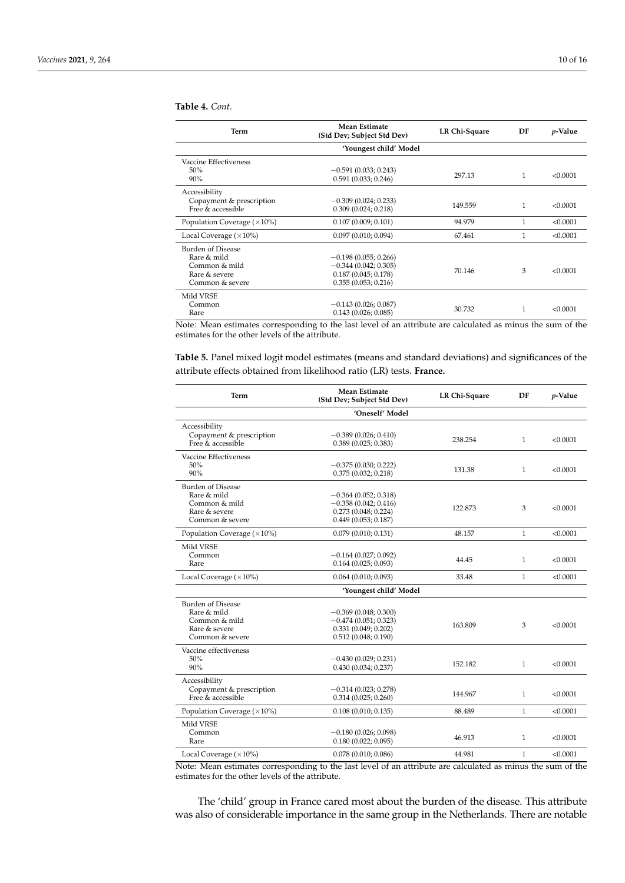**Table 4.** *Cont.*

| Term | Mean Estimate (Std Dev; Subject Std Dev) | LR Chi-Square | DF | *p*-Value |
|---|---|---|---|---|
| **'Youngest child' Model** | | | | |
| Vaccine Effectiveness | | | | |
| 50% | −0.591 (0.033; 0.243) | 297.13 | 1 | <0.0001 |
| 90% | 0.591 (0.033; 0.246) | | | |
| Accessibility | | | | |
| Copayment & prescription | −0.309 (0.024; 0.233) | 149.559 | 1 | <0.0001 |
| Free & accessible | 0.309 (0.024; 0.218) | | | |
| Population Coverage (×10%) | 0.107 (0.009; 0.101) | 94.979 | 1 | <0.0001 |
| Local Coverage (×10%) | 0.097 (0.010; 0.094) | 67.461 | 1 | <0.0001 |
| Burden of Disease | | | | |
| Rare & mild | −0.198 (0.055; 0.266) | 70.146 | 3 | <0.0001 |
| Common & mild | −0.344 (0.042; 0.305) | | | |
| Rare & severe | 0.187 (0.045; 0.178) | | | |
| Common & severe | 0.355 (0.053; 0.216) | | | |
| Mild VRSE | | | | |
| Common | −0.143 (0.026; 0.087) | 30.732 | 1 | <0.0001 |
| Rare | 0.143 (0.026; 0.085) | | | |

Note: Mean estimates corresponding to the last level of an attribute are calculated as minus the sum of the estimates for the other levels of the attribute.

**Table 5.** Panel mixed logit model estimates (means and standard deviations) and significances of the attribute effects obtained from likelihood ratio (LR) tests. **France.**

| Term | Mean Estimate (Std Dev; Subject Std Dev) | LR Chi-Square | DF | *p*-Value |
|---|---|---|---|---|
| **'Oneself' Model** | | | | |
| Accessibility | | | | |
| Copayment & prescription | −0.389 (0.026; 0.410) | 238.254 | 1 | <0.0001 |
| Free & accessible | 0.389 (0.025; 0.383) | | | |
| Vaccine Effectiveness | | | | |
| 50% | −0.375 (0.030; 0.222) | 131.38 | 1 | <0.0001 |
| 90% | 0.375 (0.032; 0.218) | | | |
| Burden of Disease | | | | |
| Rare & mild | −0.364 (0.052; 0.318) | 122.873 | 3 | <0.0001 |
| Common & mild | −0.358 (0.042; 0.416) | | | |
| Rare & severe | 0.273 (0.048; 0.224) | | | |
| Common & severe | 0.449 (0.053; 0.187) | | | |
| Population Coverage (×10%) | 0.079 (0.010; 0.131) | 48.157 | 1 | <0.0001 |
| Mild VRSE | | | | |
| Common | −0.164 (0.027; 0.092) | 44.45 | 1 | <0.0001 |
| Rare | 0.164 (0.025; 0.093) | | | |
| Local Coverage (×10%) | 0.064 (0.010; 0.093) | 33.48 | 1 | <0.0001 |
| **'Youngest child' Model** | | | | |
| Burden of Disease | | | | |
| Rare & mild | −0.369 (0.048; 0.300) | 163.809 | 3 | <0.0001 |
| Common & mild | −0.474 (0.051; 0.323) | | | |
| Rare & severe | 0.331 (0.049; 0.202) | | | |
| Common & severe | 0.512 (0.048; 0.190) | | | |
| Vaccine effectiveness | | | | |
| 50% | −0.430 (0.029; 0.231) | 152.182 | 1 | <0.0001 |
| 90% | 0.430 (0.034; 0.237) | | | |
| Accessibility | | | | |
| Copayment & prescription | −0.314 (0.023; 0.278) | 144.967 | 1 | <0.0001 |
| Free & accessible | 0.314 (0.025; 0.260) | | | |
| Population Coverage (×10%) | 0.108 (0.010; 0.135) | 88.489 | 1 | <0.0001 |
| Mild VRSE | | | | |
| Common | −0.180 (0.026; 0.098) | 46.913 | 1 | <0.0001 |
| Rare | 0.180 (0.022; 0.095) | | | |
| Local Coverage (×10%) | 0.078 (0.010; 0.086) | 44.981 | 1 | <0.0001 |

Note: Mean estimates corresponding to the last level of an attribute are calculated as minus the sum of the estimates for the other levels of the attribute.

The 'child' group in France cared most about the burden of the disease. This attribute was also of considerable importance in the same group in the Netherlands. There are notable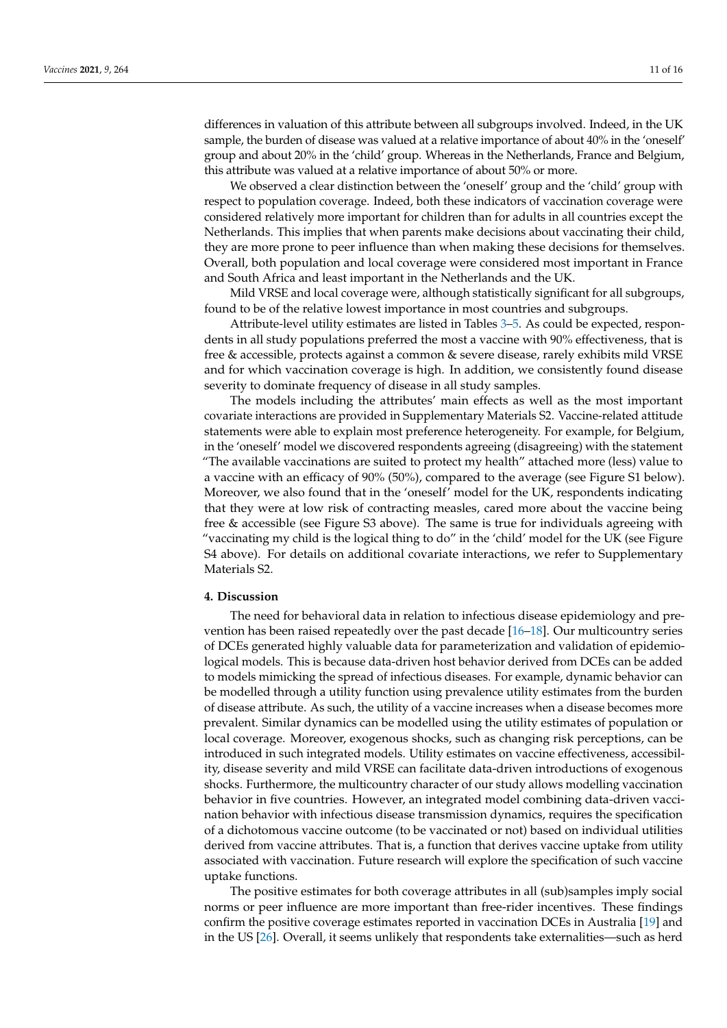differences in valuation of this attribute between all subgroups involved. Indeed, in the UK sample, the burden of disease was valued at a relative importance of about 40% in the 'oneself' group and about 20% in the 'child' group. Whereas in the Netherlands, France and Belgium, this attribute was valued at a relative importance of about 50% or more.

We observed a clear distinction between the 'oneself' group and the 'child' group with respect to population coverage. Indeed, both these indicators of vaccination coverage were considered relatively more important for children than for adults in all countries except the Netherlands. This implies that when parents make decisions about vaccinating their child, they are more prone to peer influence than when making these decisions for themselves. Overall, both population and local coverage were considered most important in France and South Africa and least important in the Netherlands and the UK.

Mild VRSE and local coverage were, although statistically significant for all subgroups, found to be of the relative lowest importance in most countries and subgroups.

Attribute-level utility estimates are listed in Tables 3–5. As could be expected, respondents in all study populations preferred the most a vaccine with 90% effectiveness, that is free & accessible, protects against a common & severe disease, rarely exhibits mild VRSE and for which vaccination coverage is high. In addition, we consistently found disease severity to dominate frequency of disease in all study samples.

The models including the attributes' main effects as well as the most important covariate interactions are provided in Supplementary Materials S2. Vaccine-related attitude statements were able to explain most preference heterogeneity. For example, for Belgium, in the 'oneself' model we discovered respondents agreeing (disagreeing) with the statement "The available vaccinations are suited to protect my health" attached more (less) value to a vaccine with an efficacy of 90% (50%), compared to the average (see Figure S1 below). Moreover, we also found that in the 'oneself' model for the UK, respondents indicating that they were at low risk of contracting measles, cared more about the vaccine being free & accessible (see Figure S3 above). The same is true for individuals agreeing with "vaccinating my child is the logical thing to do" in the 'child' model for the UK (see Figure S4 above). For details on additional covariate interactions, we refer to Supplementary Materials S2.

## 4. Discussion

The need for behavioral data in relation to infectious disease epidemiology and prevention has been raised repeatedly over the past decade [16–18]. Our multicountry series of DCEs generated highly valuable data for parameterization and validation of epidemiological models. This is because data-driven host behavior derived from DCEs can be added to models mimicking the spread of infectious diseases. For example, dynamic behavior can be modelled through a utility function using prevalence utility estimates from the burden of disease attribute. As such, the utility of a vaccine increases when a disease becomes more prevalent. Similar dynamics can be modelled using the utility estimates of population or local coverage. Moreover, exogenous shocks, such as changing risk perceptions, can be introduced in such integrated models. Utility estimates on vaccine effectiveness, accessibility, disease severity and mild VRSE can facilitate data-driven introductions of exogenous shocks. Furthermore, the multicountry character of our study allows modelling vaccination behavior in five countries. However, an integrated model combining data-driven vaccination behavior with infectious disease transmission dynamics, requires the specification of a dichotomous vaccine outcome (to be vaccinated or not) based on individual utilities derived from vaccine attributes. That is, a function that derives vaccine uptake from utility associated with vaccination. Future research will explore the specification of such vaccine uptake functions.

The positive estimates for both coverage attributes in all (sub)samples imply social norms or peer influence are more important than free-rider incentives. These findings confirm the positive coverage estimates reported in vaccination DCEs in Australia [19] and in the US [26]. Overall, it seems unlikely that respondents take externalities—such as herd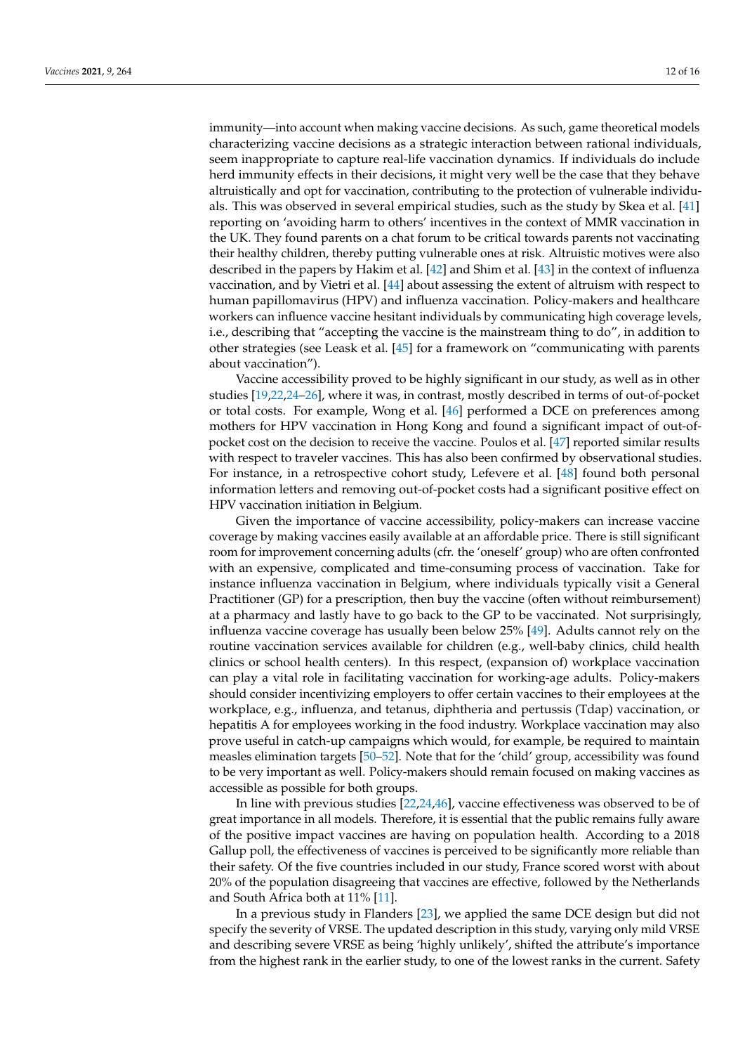immunity—into account when making vaccine decisions. As such, game theoretical models characterizing vaccine decisions as a strategic interaction between rational individuals, seem inappropriate to capture real-life vaccination dynamics. If individuals do include herd immunity effects in their decisions, it might very well be the case that they behave altruistically and opt for vaccination, contributing to the protection of vulnerable individuals. This was observed in several empirical studies, such as the study by Skea et al. [41] reporting on 'avoiding harm to others' incentives in the context of MMR vaccination in the UK. They found parents on a chat forum to be critical towards parents not vaccinating their healthy children, thereby putting vulnerable ones at risk. Altruistic motives were also described in the papers by Hakim et al. [42] and Shim et al. [43] in the context of influenza vaccination, and by Vietri et al. [44] about assessing the extent of altruism with respect to human papillomavirus (HPV) and influenza vaccination. Policy-makers and healthcare workers can influence vaccine hesitant individuals by communicating high coverage levels, i.e., describing that "accepting the vaccine is the mainstream thing to do", in addition to other strategies (see Leask et al. [45] for a framework on "communicating with parents about vaccination").

Vaccine accessibility proved to be highly significant in our study, as well as in other studies [19,22,24–26], where it was, in contrast, mostly described in terms of out-of-pocket or total costs. For example, Wong et al. [46] performed a DCE on preferences among mothers for HPV vaccination in Hong Kong and found a significant impact of out-of-pocket cost on the decision to receive the vaccine. Poulos et al. [47] reported similar results with respect to traveler vaccines. This has also been confirmed by observational studies. For instance, in a retrospective cohort study, Lefevere et al. [48] found both personal information letters and removing out-of-pocket costs had a significant positive effect on HPV vaccination initiation in Belgium.

Given the importance of vaccine accessibility, policy-makers can increase vaccine coverage by making vaccines easily available at an affordable price. There is still significant room for improvement concerning adults (cfr. the 'oneself' group) who are often confronted with an expensive, complicated and time-consuming process of vaccination. Take for instance influenza vaccination in Belgium, where individuals typically visit a General Practitioner (GP) for a prescription, then buy the vaccine (often without reimbursement) at a pharmacy and lastly have to go back to the GP to be vaccinated. Not surprisingly, influenza vaccine coverage has usually been below 25% [49]. Adults cannot rely on the routine vaccination services available for children (e.g., well-baby clinics, child health clinics or school health centers). In this respect, (expansion of) workplace vaccination can play a vital role in facilitating vaccination for working-age adults. Policy-makers should consider incentivizing employers to offer certain vaccines to their employees at the workplace, e.g., influenza, and tetanus, diphtheria and pertussis (Tdap) vaccination, or hepatitis A for employees working in the food industry. Workplace vaccination may also prove useful in catch-up campaigns which would, for example, be required to maintain measles elimination targets [50–52]. Note that for the 'child' group, accessibility was found to be very important as well. Policy-makers should remain focused on making vaccines as accessible as possible for both groups.

In line with previous studies [22,24,46], vaccine effectiveness was observed to be of great importance in all models. Therefore, it is essential that the public remains fully aware of the positive impact vaccines are having on population health. According to a 2018 Gallup poll, the effectiveness of vaccines is perceived to be significantly more reliable than their safety. Of the five countries included in our study, France scored worst with about 20% of the population disagreeing that vaccines are effective, followed by the Netherlands and South Africa both at 11% [11].

In a previous study in Flanders [23], we applied the same DCE design but did not specify the severity of VRSE. The updated description in this study, varying only mild VRSE and describing severe VRSE as being 'highly unlikely', shifted the attribute's importance from the highest rank in the earlier study, to one of the lowest ranks in the current. Safety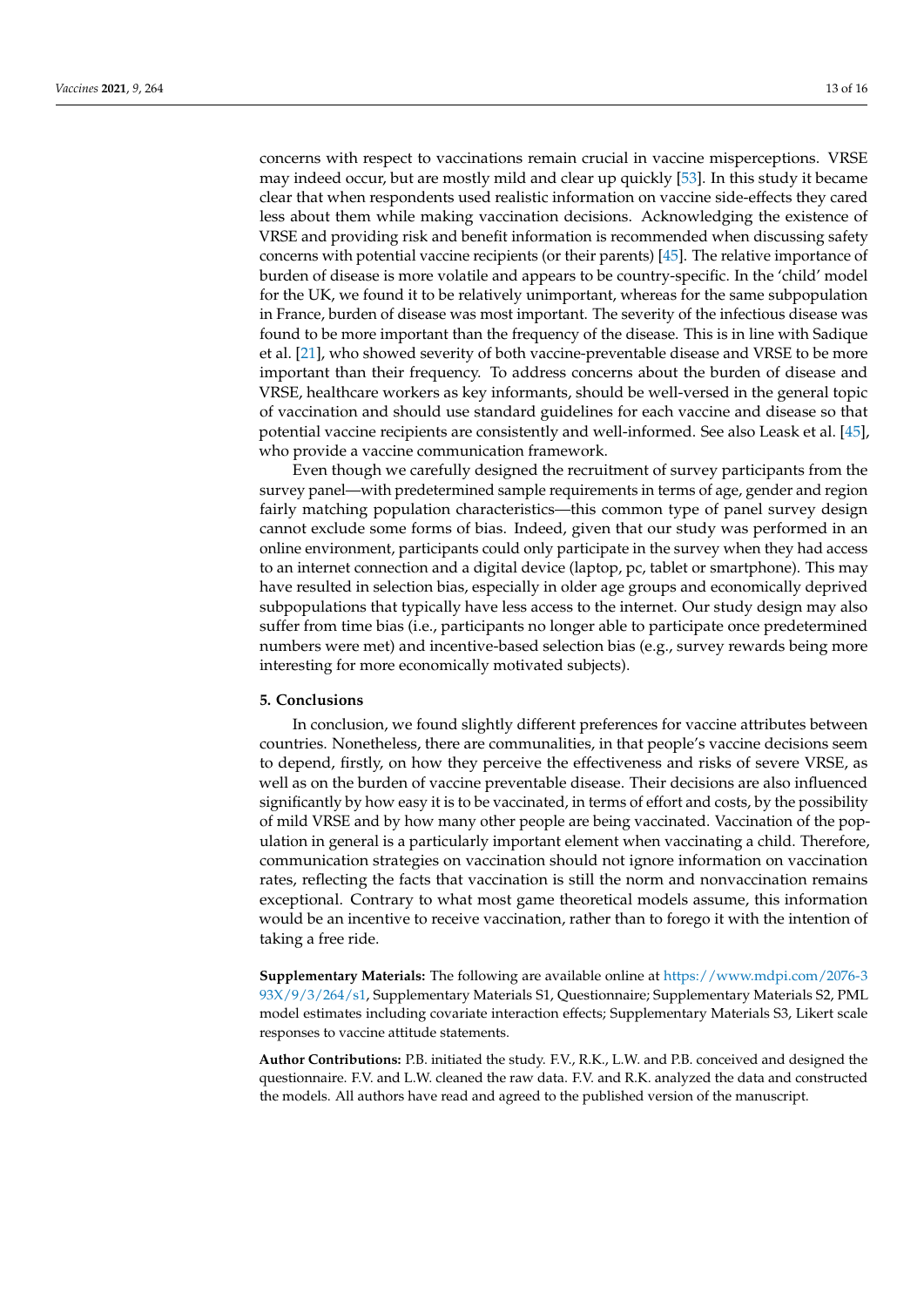concerns with respect to vaccinations remain crucial in vaccine misperceptions. VRSE may indeed occur, but are mostly mild and clear up quickly [53]. In this study it became clear that when respondents used realistic information on vaccine side-effects they cared less about them while making vaccination decisions. Acknowledging the existence of VRSE and providing risk and benefit information is recommended when discussing safety concerns with potential vaccine recipients (or their parents) [45]. The relative importance of burden of disease is more volatile and appears to be country-specific. In the 'child' model for the UK, we found it to be relatively unimportant, whereas for the same subpopulation in France, burden of disease was most important. The severity of the infectious disease was found to be more important than the frequency of the disease. This is in line with Sadique et al. [21], who showed severity of both vaccine-preventable disease and VRSE to be more important than their frequency. To address concerns about the burden of disease and VRSE, healthcare workers as key informants, should be well-versed in the general topic of vaccination and should use standard guidelines for each vaccine and disease so that potential vaccine recipients are consistently and well-informed. See also Leask et al. [45], who provide a vaccine communication framework.

Even though we carefully designed the recruitment of survey participants from the survey panel—with predetermined sample requirements in terms of age, gender and region fairly matching population characteristics—this common type of panel survey design cannot exclude some forms of bias. Indeed, given that our study was performed in an online environment, participants could only participate in the survey when they had access to an internet connection and a digital device (laptop, pc, tablet or smartphone). This may have resulted in selection bias, especially in older age groups and economically deprived subpopulations that typically have less access to the internet. Our study design may also suffer from time bias (i.e., participants no longer able to participate once predetermined numbers were met) and incentive-based selection bias (e.g., survey rewards being more interesting for more economically motivated subjects).

## 5. Conclusions

In conclusion, we found slightly different preferences for vaccine attributes between countries. Nonetheless, there are communalities, in that people's vaccine decisions seem to depend, firstly, on how they perceive the effectiveness and risks of severe VRSE, as well as on the burden of vaccine preventable disease. Their decisions are also influenced significantly by how easy it is to be vaccinated, in terms of effort and costs, by the possibility of mild VRSE and by how many other people are being vaccinated. Vaccination of the population in general is a particularly important element when vaccinating a child. Therefore, communication strategies on vaccination should not ignore information on vaccination rates, reflecting the facts that vaccination is still the norm and nonvaccination remains exceptional. Contrary to what most game theoretical models assume, this information would be an incentive to receive vaccination, rather than to forego it with the intention of taking a free ride.

**Supplementary Materials:** The following are available online at https://www.mdpi.com/2076-393X/9/3/264/s1, Supplementary Materials S1, Questionnaire; Supplementary Materials S2, PML model estimates including covariate interaction effects; Supplementary Materials S3, Likert scale responses to vaccine attitude statements.

**Author Contributions:** P.B. initiated the study. F.V., R.K., L.W. and P.B. conceived and designed the questionnaire. F.V. and L.W. cleaned the raw data. F.V. and R.K. analyzed the data and constructed the models. All authors have read and agreed to the published version of the manuscript.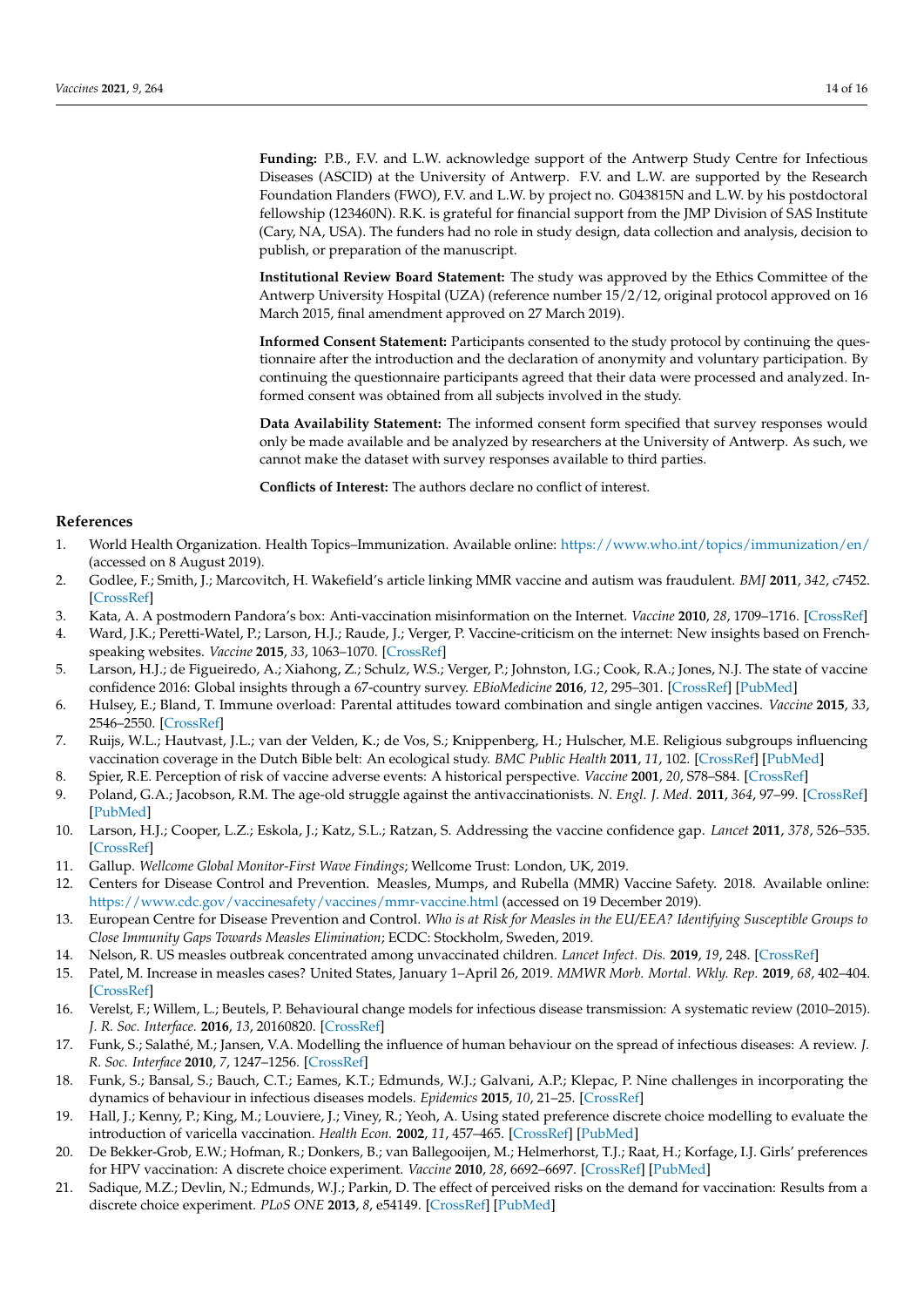**Funding:** P.B., F.V. and L.W. acknowledge support of the Antwerp Study Centre for Infectious Diseases (ASCID) at the University of Antwerp. F.V. and L.W. are supported by the Research Foundation Flanders (FWO), F.V. and L.W. by project no. G043815N and L.W. by his postdoctoral fellowship (123460N). R.K. is grateful for financial support from the JMP Division of SAS Institute (Cary, NA, USA). The funders had no role in study design, data collection and analysis, decision to publish, or preparation of the manuscript.

**Institutional Review Board Statement:** The study was approved by the Ethics Committee of the Antwerp University Hospital (UZA) (reference number 15/2/12, original protocol approved on 16 March 2015, final amendment approved on 27 March 2019).

**Informed Consent Statement:** Participants consented to the study protocol by continuing the questionnaire after the introduction and the declaration of anonymity and voluntary participation. By continuing the questionnaire participants agreed that their data were processed and analyzed. Informed consent was obtained from all subjects involved in the study.

**Data Availability Statement:** The informed consent form specified that survey responses would only be made available and be analyzed by researchers at the University of Antwerp. As such, we cannot make the dataset with survey responses available to third parties.

**Conflicts of Interest:** The authors declare no conflict of interest.

## References

1. World Health Organization. Health Topics–Immunization. Available online: https://www.who.int/topics/immunization/en/ (accessed on 8 August 2019).
2. Godlee, F.; Smith, J.; Marcovitch, H. Wakefield's article linking MMR vaccine and autism was fraudulent. *BMJ* **2011**, *342*, c7452. [CrossRef]
3. Kata, A. A postmodern Pandora's box: Anti-vaccination misinformation on the Internet. *Vaccine* **2010**, *28*, 1709–1716. [CrossRef]
4. Ward, J.K.; Peretti-Watel, P.; Larson, H.J.; Raude, J.; Verger, P. Vaccine-criticism on the internet: New insights based on French-speaking websites. *Vaccine* **2015**, *33*, 1063–1070. [CrossRef]
5. Larson, H.J.; de Figueiredo, A.; Xiahong, Z.; Schulz, W.S.; Verger, P.; Johnston, I.G.; Cook, R.A.; Jones, N.J. The state of vaccine confidence 2016: Global insights through a 67-country survey. *EBioMedicine* **2016**, *12*, 295–301. [CrossRef] [PubMed]
6. Hulsey, E.; Bland, T. Immune overload: Parental attitudes toward combination and single antigen vaccines. *Vaccine* **2015**, *33*, 2546–2550. [CrossRef]
7. Ruijs, W.L.; Hautvast, J.L.; van der Velden, K.; de Vos, S.; Knippenberg, H.; Hulscher, M.E. Religious subgroups influencing vaccination coverage in the Dutch Bible belt: An ecological study. *BMC Public Health* **2011**, *11*, 102. [CrossRef] [PubMed]
8. Spier, R.E. Perception of risk of vaccine adverse events: A historical perspective. *Vaccine* **2001**, *20*, S78–S84. [CrossRef]
9. Poland, G.A.; Jacobson, R.M. The age-old struggle against the antivaccinationists. *N. Engl. J. Med.* **2011**, *364*, 97–99. [CrossRef] [PubMed]
10. Larson, H.J.; Cooper, L.Z.; Eskola, J.; Katz, S.L.; Ratzan, S. Addressing the vaccine confidence gap. *Lancet* **2011**, *378*, 526–535. [CrossRef]
11. Gallup. *Wellcome Global Monitor-First Wave Findings*; Wellcome Trust: London, UK, 2019.
12. Centers for Disease Control and Prevention. Measles, Mumps, and Rubella (MMR) Vaccine Safety. 2018. Available online: https://www.cdc.gov/vaccinesafety/vaccines/mmr-vaccine.html (accessed on 19 December 2019).
13. European Centre for Disease Prevention and Control. *Who is at Risk for Measles in the EU/EEA? Identifying Susceptible Groups to Close Immunity Gaps Towards Measles Elimination*; ECDC: Stockholm, Sweden, 2019.
14. Nelson, R. US measles outbreak concentrated among unvaccinated children. *Lancet Infect. Dis.* **2019**, *19*, 248. [CrossRef]
15. Patel, M. Increase in measles cases? United States, January 1–April 26, 2019. *MMWR Morb. Mortal. Wkly. Rep.* **2019**, *68*, 402–404. [CrossRef]
16. Verelst, F.; Willem, L.; Beutels, P. Behavioural change models for infectious disease transmission: A systematic review (2010–2015). *J. R. Soc. Interface.* **2016**, *13*, 20160820. [CrossRef]
17. Funk, S.; Salathé, M.; Jansen, V.A. Modelling the influence of human behaviour on the spread of infectious diseases: A review. *J. R. Soc. Interface* **2010**, *7*, 1247–1256. [CrossRef]
18. Funk, S.; Bansal, S.; Bauch, C.T.; Eames, K.T.; Edmunds, W.J.; Galvani, A.P.; Klepac, P. Nine challenges in incorporating the dynamics of behaviour in infectious diseases models. *Epidemics* **2015**, *10*, 21–25. [CrossRef]
19. Hall, J.; Kenny, P.; King, M.; Louviere, J.; Viney, R.; Yeoh, A. Using stated preference discrete choice modelling to evaluate the introduction of varicella vaccination. *Health Econ.* **2002**, *11*, 457–465. [CrossRef] [PubMed]
20. De Bekker-Grob, E.W.; Hofman, R.; Donkers, B.; van Ballegooijen, M.; Helmerhorst, T.J.; Raat, H.; Korfage, I.J. Girls' preferences for HPV vaccination: A discrete choice experiment. *Vaccine* **2010**, *28*, 6692–6697. [CrossRef] [PubMed]
21. Sadique, M.Z.; Devlin, N.; Edmunds, W.J.; Parkin, D. The effect of perceived risks on the demand for vaccination: Results from a discrete choice experiment. *PLoS ONE* **2013**, *8*, e54149. [CrossRef] [PubMed]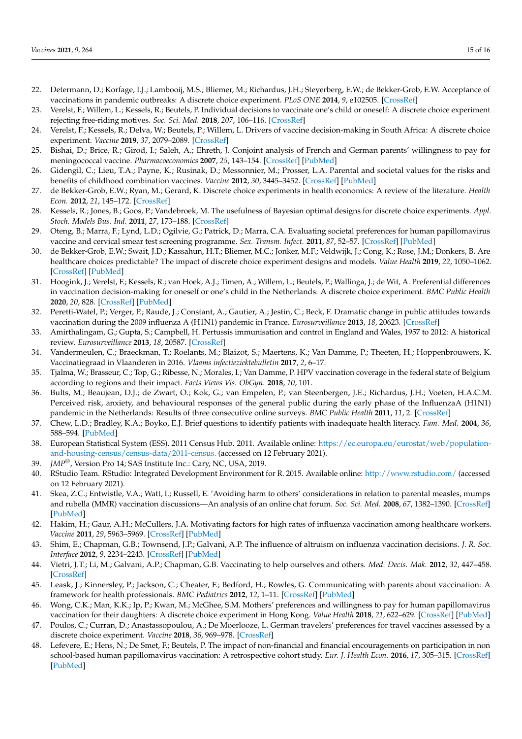22. Determann, D.; Korfage, I.J.; Lambooij, M.S.; Bliemer, M.; Richardus, J.H.; Steyerberg, E.W.; de Bekker-Grob, E.W. Acceptance of vaccinations in pandemic outbreaks: A discrete choice experiment. *PLoS ONE* **2014**, *9*, e102505. [CrossRef]
23. Verelst, F.; Willem, L.; Kessels, R.; Beutels, P. Individual decisions to vaccinate one's child or oneself: A discrete choice experiment rejecting free-riding motives. *Soc. Sci. Med.* **2018**, *207*, 106–116. [CrossRef]
24. Verelst, F.; Kessels, R.; Delva, W.; Beutels, P.; Willem, L. Drivers of vaccine decision-making in South Africa: A discrete choice experiment. *Vaccine* **2019**, *37*, 2079–2089. [CrossRef]
25. Bishai, D.; Brice, R.; Girod, I.; Saleh, A.; Ehreth, J. Conjoint analysis of French and German parents' willingness to pay for meningococcal vaccine. *Pharmacoeconomics* **2007**, *25*, 143–154. [CrossRef] [PubMed]
26. Gidengil, C.; Lieu, T.A.; Payne, K.; Rusinak, D.; Messonnier, M.; Prosser, L.A. Parental and societal values for the risks and benefits of childhood combination vaccines. *Vaccine* **2012**, *30*, 3445–3452. [CrossRef] [PubMed]
27. de Bekker-Grob, E.W.; Ryan, M.; Gerard, K. Discrete choice experiments in health economics: A review of the literature. *Health Econ.* **2012**, *21*, 145–172. [CrossRef]
28. Kessels, R.; Jones, B.; Goos, P.; Vandebroek, M. The usefulness of Bayesian optimal designs for discrete choice experiments. *Appl. Stoch. Models Bus. Ind.* **2011**, *27*, 173–188. [CrossRef]
29. Oteng, B.; Marra, F.; Lynd, L.D.; Ogilvie, G.; Patrick, D.; Marra, C.A. Evaluating societal preferences for human papillomavirus vaccine and cervical smear test screening programme. *Sex. Transm. Infect.* **2011**, *87*, 52–57. [CrossRef] [PubMed]
30. de Bekker-Grob, E.W.; Swait, J.D.; Kassahun, H.T.; Bliemer, M.C.; Jonker, M.F.; Veldwijk, J.; Cong, K.; Rose, J.M.; Donkers, B. Are healthcare choices predictable? The impact of discrete choice experiment designs and models. *Value Health* **2019**, *22*, 1050–1062. [CrossRef] [PubMed]
31. Hoogink, J.; Verelst, F.; Kessels, R.; van Hoek, A.J.; Timen, A.; Willem, L.; Beutels, P.; Wallinga, J.; de Wit, A. Preferential differences in vaccination decision-making for oneself or one's child in the Netherlands: A discrete choice experiment. *BMC Public Health* **2020**, *20*, 828. [CrossRef] [PubMed]
32. Peretti-Watel, P.; Verger, P.; Raude, J.; Constant, A.; Gautier, A.; Jestin, C.; Beck, F. Dramatic change in public attitudes towards vaccination during the 2009 influenza A (H1N1) pandemic in France. *Eurosurveillance* **2013**, *18*, 20623. [CrossRef]
33. Amirthalingam, G.; Gupta, S.; Campbell, H. Pertussis immunisation and control in England and Wales, 1957 to 2012: A historical review. *Eurosurveillance* **2013**, *18*, 20587. [CrossRef]
34. Vandermeulen, C.; Braeckman, T.; Roelants, M.; Blaizot, S.; Maertens, K.; Van Damme, P.; Theeten, H.; Hoppenbrouwers, K. Vaccinatiegraad in Vlaanderen in 2016. *Vlaams infectieziektebulletin* **2017**, *2*, 6–17.
35. Tjalma, W.; Brasseur, C.; Top, G.; Ribesse, N.; Morales, I.; Van Damme, P. HPV vaccination coverage in the federal state of Belgium according to regions and their impact. *Facts Views Vis. ObGyn.* **2018**, *10*, 101.
36. Bults, M.; Beaujean, D.J.; de Zwart, O.; Kok, G.; van Empelen, P.; van Steenbergen, J.E.; Richardus, J.H.; Voeten, H.A.C.M. Perceived risk, anxiety, and behavioural responses of the general public during the early phase of the InfluenzaA (H1N1) pandemic in the Netherlands: Results of three consecutive online surveys. *BMC Public Health* **2011**, *11*, 2. [CrossRef]
37. Chew, L.D.; Bradley, K.A.; Boyko, E.J. Brief questions to identify patients with inadequate health literacy. *Fam. Med.* **2004**, *36*, 588–594. [PubMed]
38. European Statistical System (ESS). 2011 Census Hub. 2011. Available online: https://ec.europa.eu/eurostat/web/population-and-housing-census/census-data/2011-census. (accessed on 12 February 2021).
39. *JMP*®, Version Pro 14; SAS Institute Inc.: Cary, NC, USA, 2019.
40. RStudio Team. RStudio: Integrated Development Environment for R. 2015. Available online: http://www.rstudio.com/ (accessed on 12 February 2021).
41. Skea, Z.C.; Entwistle, V.A.; Watt, I.; Russell, E. 'Avoiding harm to others' considerations in relation to parental measles, mumps and rubella (MMR) vaccination discussions—An analysis of an online chat forum. *Soc. Sci. Med.* **2008**, *67*, 1382–1390. [CrossRef] [PubMed]
42. Hakim, H.; Gaur, A.H.; McCullers, J.A. Motivating factors for high rates of influenza vaccination among healthcare workers. *Vaccine* **2011**, *29*, 5963–5969. [CrossRef] [PubMed]
43. Shim, E.; Chapman, G.B.; Townsend, J.P.; Galvani, A.P. The influence of altruism on influenza vaccination decisions. *J. R. Soc. Interface* **2012**, *9*, 2234–2243. [CrossRef] [PubMed]
44. Vietri, J.T.; Li, M.; Galvani, A.P.; Chapman, G.B. Vaccinating to help ourselves and others. *Med. Decis. Mak.* **2012**, *32*, 447–458. [CrossRef]
45. Leask, J.; Kinnersley, P.; Jackson, C.; Cheater, F.; Bedford, H.; Rowles, G. Communicating with parents about vaccination: A framework for health professionals. *BMC Pediatrics* **2012**, *12*, 1–11. [CrossRef] [PubMed]
46. Wong, C.K.; Man, K.K.; Ip, P.; Kwan, M.; McGhee, S.M. Mothers' preferences and willingness to pay for human papillomavirus vaccination for their daughters: A discrete choice experiment in Hong Kong. *Value Health* **2018**, *21*, 622–629. [CrossRef] [PubMed]
47. Poulos, C.; Curran, D.; Anastassopoulou, A.; De Moerlooze, L. German travelers' preferences for travel vaccines assessed by a discrete choice experiment. *Vaccine* **2018**, *36*, 969–978. [CrossRef]
48. Lefevere, E.; Hens, N.; De Smet, F.; Beutels, P. The impact of non-financial and financial encouragements on participation in non school-based human papillomavirus vaccination: A retrospective cohort study. *Eur. J. Health Econ.* **2016**, *17*, 305–315. [CrossRef] [PubMed]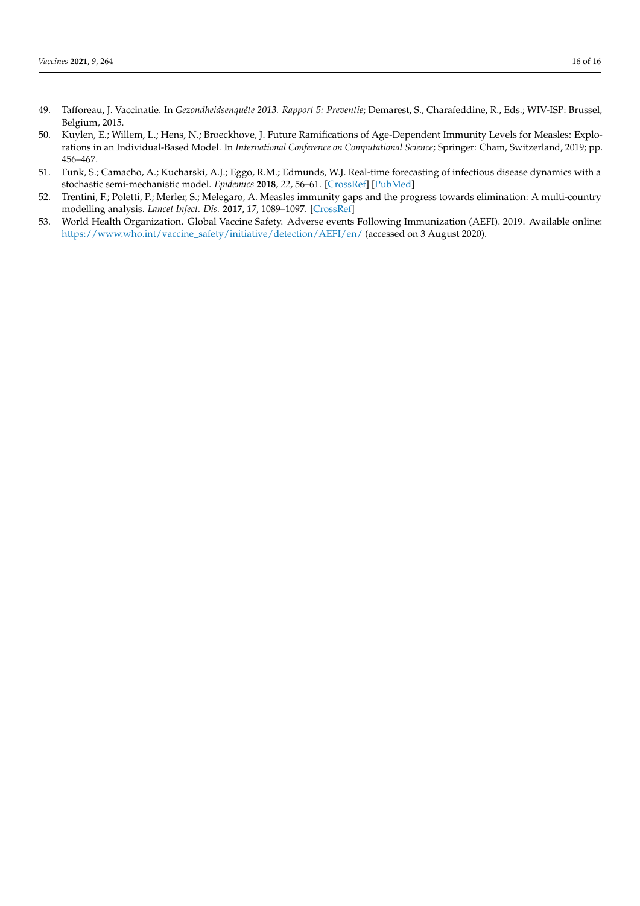49. Tafforeau, J. Vaccinatie. In *Gezondheidsenquête 2013. Rapport 5: Preventie*; Demarest, S., Charafeddine, R., Eds.; WIV-ISP: Brussel, Belgium, 2015.
50. Kuylen, E.; Willem, L.; Hens, N.; Broeckhove, J. Future Ramifications of Age-Dependent Immunity Levels for Measles: Explorations in an Individual-Based Model. In *International Conference on Computational Science*; Springer: Cham, Switzerland, 2019; pp. 456–467.
51. Funk, S.; Camacho, A.; Kucharski, A.J.; Eggo, R.M.; Edmunds, W.J. Real-time forecasting of infectious disease dynamics with a stochastic semi-mechanistic model. *Epidemics* **2018**, *22*, 56–61. [CrossRef] [PubMed]
52. Trentini, F.; Poletti, P.; Merler, S.; Melegaro, A. Measles immunity gaps and the progress towards elimination: A multi-country modelling analysis. *Lancet Infect. Dis.* **2017**, *17*, 1089–1097. [CrossRef]
53. World Health Organization. Global Vaccine Safety. Adverse events Following Immunization (AEFI). 2019. Available online: https://www.who.int/vaccine_safety/initiative/detection/AEFI/en/ (accessed on 3 August 2020).